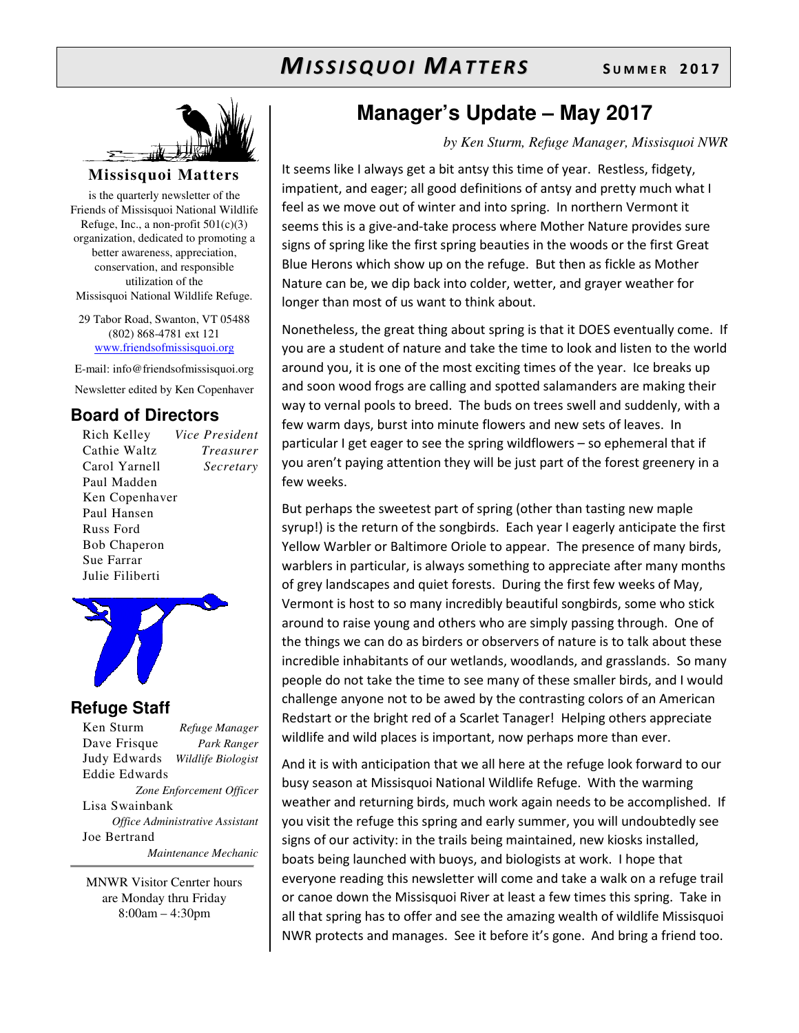# *Missisquoi Matters*

**Summer 2017**

**Missisquoi Matters**

is the quarterly newsletter of the Friends of Missisquoi National Wildlife Refuge, Inc., a non-profit 501(c)(3) organization, dedicated to promoting a better awareness, appreciation, conservation, and responsible utilization of the Missisquoi National Wildlife Refuge.

29 Tabor Road, Swanton, VT 05488
(802) 868-4781 ext 121
www.friendsofmissisquoi.org

E-mail: info@friendsofmissisquoi.org

Newsletter edited by Ken Copenhaver

## Board of Directors

Rich Kelley — *Vice President*
Cathie Waltz — *Treasurer*
Carol Yarnell — *Secretary*
Paul Madden
Ken Copenhaver
Paul Hansen
Russ Ford
Bob Chaperon
Sue Farrar
Julie Filiberti

## Refuge Staff

Ken Sturm — *Refuge Manager*
Dave Frisque — *Park Ranger*
Judy Edwards — *Wildlife Biologist*
Eddie Edwards — *Zone Enforcement Officer*
Lisa Swainbank — *Office Administrative Assistant*
Joe Bertrand — *Maintenance Mechanic*

MNWR Visitor Cenrter hours are Monday thru Friday 8:00am – 4:30pm

## Manager's Update – May 2017

*by Ken Sturm, Refuge Manager, Missisquoi NWR*

It seems like I always get a bit antsy this time of year. Restless, fidgety, impatient, and eager; all good definitions of antsy and pretty much what I feel as we move out of winter and into spring. In northern Vermont it seems this is a give-and-take process where Mother Nature provides sure signs of spring like the first spring beauties in the woods or the first Great Blue Herons which show up on the refuge. But then as fickle as Mother Nature can be, we dip back into colder, wetter, and grayer weather for longer than most of us want to think about.

Nonetheless, the great thing about spring is that it DOES eventually come. If you are a student of nature and take the time to look and listen to the world around you, it is one of the most exciting times of the year. Ice breaks up and soon wood frogs are calling and spotted salamanders are making their way to vernal pools to breed. The buds on trees swell and suddenly, with a few warm days, burst into minute flowers and new sets of leaves. In particular I get eager to see the spring wildflowers – so ephemeral that if you aren't paying attention they will be just part of the forest greenery in a few weeks.

But perhaps the sweetest part of spring (other than tasting new maple syrup!) is the return of the songbirds. Each year I eagerly anticipate the first Yellow Warbler or Baltimore Oriole to appear. The presence of many birds, warblers in particular, is always something to appreciate after many months of grey landscapes and quiet forests. During the first few weeks of May, Vermont is host to so many incredibly beautiful songbirds, some who stick around to raise young and others who are simply passing through. One of the things we can do as birders or observers of nature is to talk about these incredible inhabitants of our wetlands, woodlands, and grasslands. So many people do not take the time to see many of these smaller birds, and I would challenge anyone not to be awed by the contrasting colors of an American Redstart or the bright red of a Scarlet Tanager! Helping others appreciate wildlife and wild places is important, now perhaps more than ever.

And it is with anticipation that we all here at the refuge look forward to our busy season at Missisquoi National Wildlife Refuge. With the warming weather and returning birds, much work again needs to be accomplished. If you visit the refuge this spring and early summer, you will undoubtedly see signs of our activity: in the trails being maintained, new kiosks installed, boats being launched with buoys, and biologists at work. I hope that everyone reading this newsletter will come and take a walk on a refuge trail or canoe down the Missisquoi River at least a few times this spring. Take in all that spring has to offer and see the amazing wealth of wildlife Missisquoi NWR protects and manages. See it before it's gone. And bring a friend too.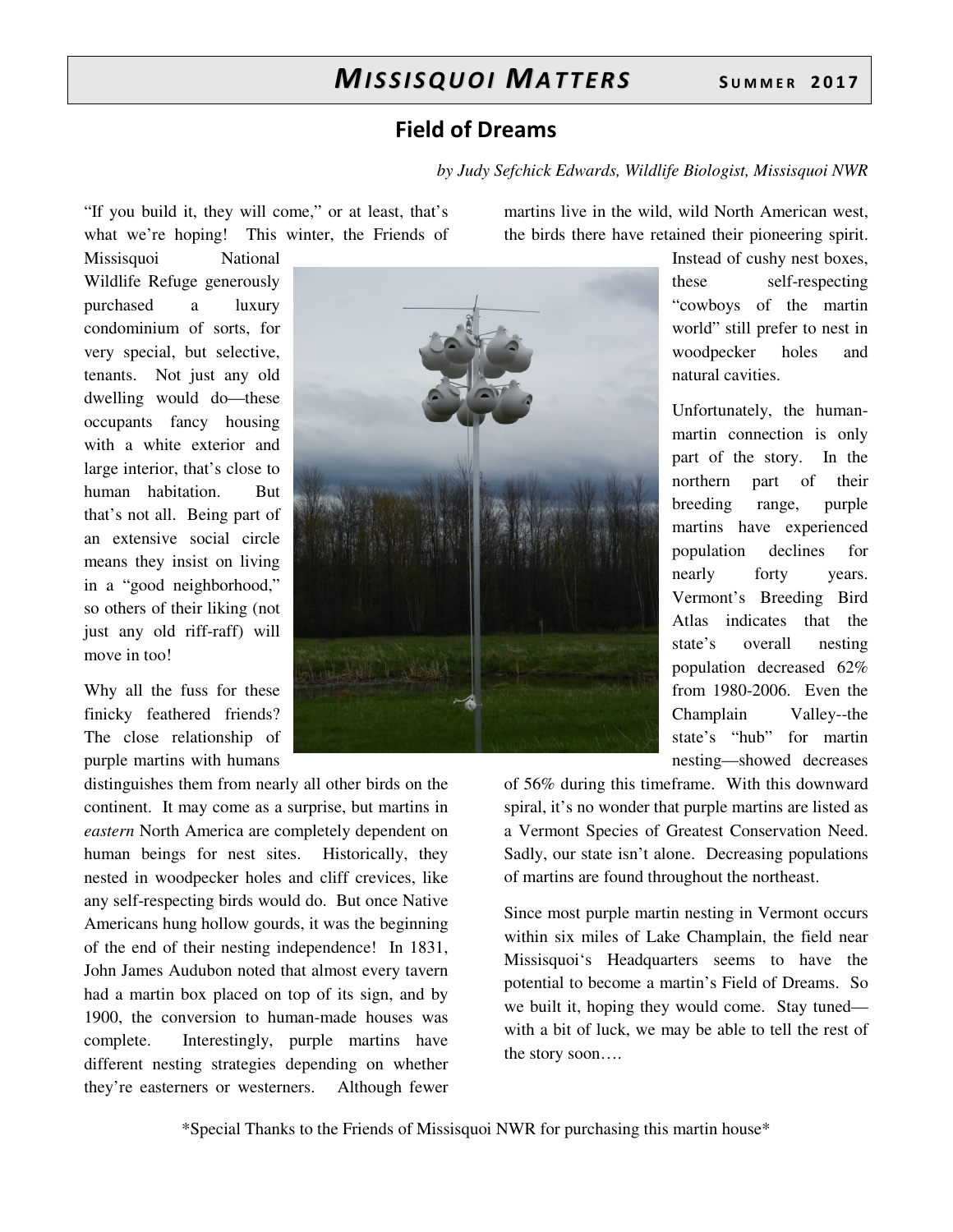# Field of Dreams

*by Judy Sefchick Edwards, Wildlife Biologist, Missisquoi NWR*

"If you build it, they will come," or at least, that's what we're hoping! This winter, the Friends of Missisquoi National Wildlife Refuge generously purchased a luxury condominium of sorts, for very special, but selective, tenants. Not just any old dwelling would do—these occupants fancy housing with a white exterior and large interior, that's close to human habitation. But that's not all. Being part of an extensive social circle means they insist on living in a "good neighborhood," so others of their liking (not just any old riff-raff) will move in too!

Why all the fuss for these finicky feathered friends? The close relationship of purple martins with humans distinguishes them from nearly all other birds on the continent. It may come as a surprise, but martins in *eastern* North America are completely dependent on human beings for nest sites. Historically, they nested in woodpecker holes and cliff crevices, like any self-respecting birds would do. But once Native Americans hung hollow gourds, it was the beginning of the end of their nesting independence! In 1831, John James Audubon noted that almost every tavern had a martin box placed on top of its sign, and by 1900, the conversion to human-made houses was complete. Interestingly, purple martins have different nesting strategies depending on whether they're easterners or westerners. Although fewer martins live in the wild, wild North American west, the birds there have retained their pioneering spirit. Instead of cushy nest boxes, these self-respecting "cowboys of the martin world" still prefer to nest in woodpecker holes and natural cavities.

Unfortunately, the human-martin connection is only part of the story. In the northern part of their breeding range, purple martins have experienced population declines for nearly forty years. Vermont's Breeding Bird Atlas indicates that the state's overall nesting population decreased 62% from 1980-2006. Even the Champlain Valley--the state's "hub" for martin nesting—showed decreases of 56% during this timeframe. With this downward spiral, it's no wonder that purple martins are listed as a Vermont Species of Greatest Conservation Need. Sadly, our state isn't alone. Decreasing populations of martins are found throughout the northeast.

Since most purple martin nesting in Vermont occurs within six miles of Lake Champlain, the field near Missisquoi's Headquarters seems to have the potential to become a martin's Field of Dreams. So we built it, hoping they would come. Stay tuned—with a bit of luck, we may be able to tell the rest of the story soon….

*Special Thanks to the Friends of Missisquoi NWR for purchasing this martin house*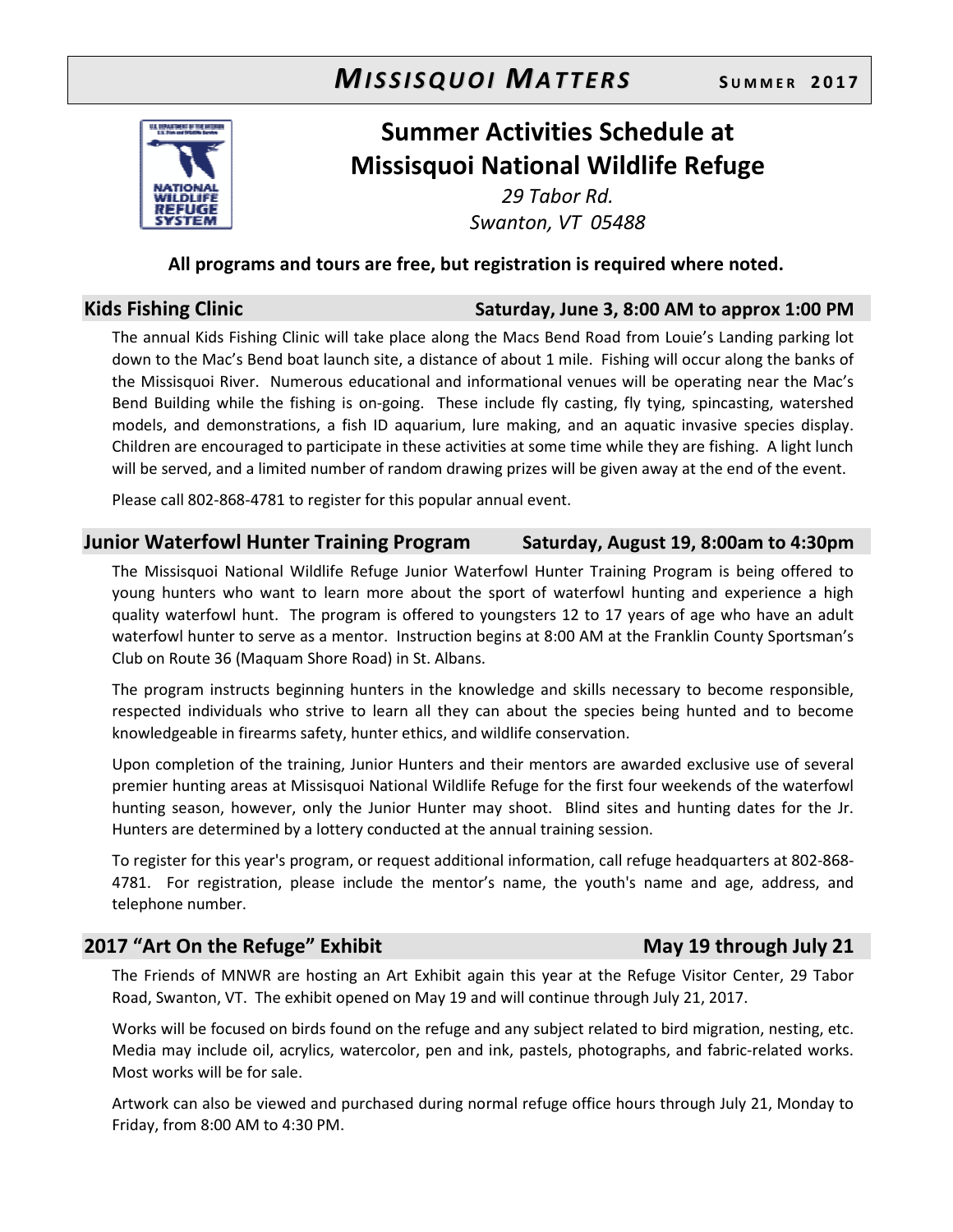# *MISSISQUOI MATTERS* SUMMER 2017

## Summer Activities Schedule at Missisquoi National Wildlife Refuge

*29 Tabor Rd.*
*Swanton, VT 05488*

**All programs and tours are free, but registration is required where noted.**

### Kids Fishing Clinic — Saturday, June 3, 8:00 AM to approx 1:00 PM

The annual Kids Fishing Clinic will take place along the Macs Bend Road from Louie's Landing parking lot down to the Mac's Bend boat launch site, a distance of about 1 mile. Fishing will occur along the banks of the Missisquoi River. Numerous educational and informational venues will be operating near the Mac's Bend Building while the fishing is on-going. These include fly casting, fly tying, spincasting, watershed models, and demonstrations, a fish ID aquarium, lure making, and an aquatic invasive species display. Children are encouraged to participate in these activities at some time while they are fishing. A light lunch will be served, and a limited number of random drawing prizes will be given away at the end of the event.

Please call 802-868-4781 to register for this popular annual event.

### Junior Waterfowl Hunter Training Program — Saturday, August 19, 8:00am to 4:30pm

The Missisquoi National Wildlife Refuge Junior Waterfowl Hunter Training Program is being offered to young hunters who want to learn more about the sport of waterfowl hunting and experience a high quality waterfowl hunt. The program is offered to youngsters 12 to 17 years of age who have an adult waterfowl hunter to serve as a mentor. Instruction begins at 8:00 AM at the Franklin County Sportsman's Club on Route 36 (Maquam Shore Road) in St. Albans.

The program instructs beginning hunters in the knowledge and skills necessary to become responsible, respected individuals who strive to learn all they can about the species being hunted and to become knowledgeable in firearms safety, hunter ethics, and wildlife conservation.

Upon completion of the training, Junior Hunters and their mentors are awarded exclusive use of several premier hunting areas at Missisquoi National Wildlife Refuge for the first four weekends of the waterfowl hunting season, however, only the Junior Hunter may shoot. Blind sites and hunting dates for the Jr. Hunters are determined by a lottery conducted at the annual training session.

To register for this year's program, or request additional information, call refuge headquarters at 802-868-4781. For registration, please include the mentor's name, the youth's name and age, address, and telephone number.

### 2017 "Art On the Refuge" Exhibit — May 19 through July 21

The Friends of MNWR are hosting an Art Exhibit again this year at the Refuge Visitor Center, 29 Tabor Road, Swanton, VT. The exhibit opened on May 19 and will continue through July 21, 2017.

Works will be focused on birds found on the refuge and any subject related to bird migration, nesting, etc. Media may include oil, acrylics, watercolor, pen and ink, pastels, photographs, and fabric-related works. Most works will be for sale.

Artwork can also be viewed and purchased during normal refuge office hours through July 21, Monday to Friday, from 8:00 AM to 4:30 PM.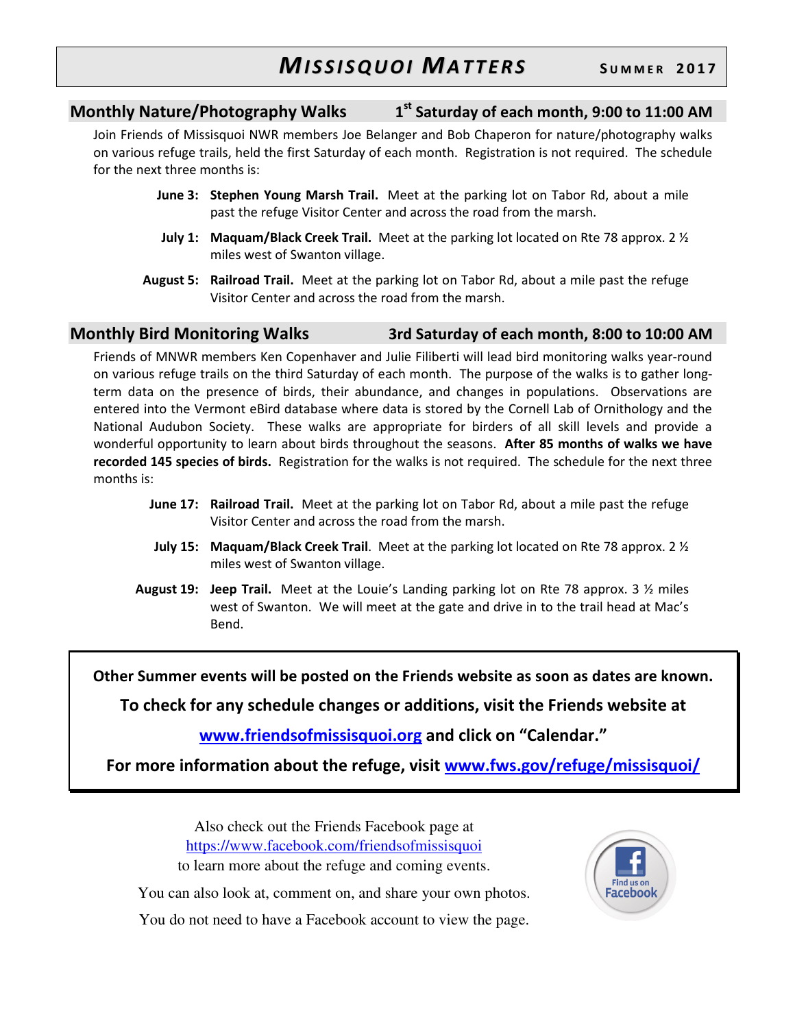## Monthly Nature/Photography Walks — 1st Saturday of each month, 9:00 to 11:00 AM

Join Friends of Missisquoi NWR members Joe Belanger and Bob Chaperon for nature/photography walks on various refuge trails, held the first Saturday of each month. Registration is not required. The schedule for the next three months is:

**June 3:** **Stephen Young Marsh Trail.** Meet at the parking lot on Tabor Rd, about a mile past the refuge Visitor Center and across the road from the marsh.

**July 1:** **Maquam/Black Creek Trail.** Meet at the parking lot located on Rte 78 approx. 2 ½ miles west of Swanton village.

**August 5:** **Railroad Trail.** Meet at the parking lot on Tabor Rd, about a mile past the refuge Visitor Center and across the road from the marsh.

## Monthly Bird Monitoring Walks — 3rd Saturday of each month, 8:00 to 10:00 AM

Friends of MNWR members Ken Copenhaver and Julie Filiberti will lead bird monitoring walks year-round on various refuge trails on the third Saturday of each month. The purpose of the walks is to gather long-term data on the presence of birds, their abundance, and changes in populations. Observations are entered into the Vermont eBird database where data is stored by the Cornell Lab of Ornithology and the National Audubon Society. These walks are appropriate for birders of all skill levels and provide a wonderful opportunity to learn about birds throughout the seasons. **After 85 months of walks we have recorded 145 species of birds.** Registration for the walks is not required. The schedule for the next three months is:

**June 17:** **Railroad Trail.** Meet at the parking lot on Tabor Rd, about a mile past the refuge Visitor Center and across the road from the marsh.

**July 15:** **Maquam/Black Creek Trail**. Meet at the parking lot located on Rte 78 approx. 2 ½ miles west of Swanton village.

**August 19:** **Jeep Trail.** Meet at the Louie's Landing parking lot on Rte 78 approx. 3 ½ miles west of Swanton. We will meet at the gate and drive in to the trail head at Mac's Bend.

---

**Other Summer events will be posted on the Friends website as soon as dates are known.**

**To check for any schedule changes or additions, visit the Friends website at**

**[www.friendsofmissisquoi.org](http://www.friendsofmissisquoi.org) and click on "Calendar."**

**For more information about the refuge, visit [www.fws.gov/refuge/missisquoi/](http://www.fws.gov/refuge/missisquoi/)**

---

Also check out the Friends Facebook page at
https://www.facebook.com/friendsofmissisquoi
to learn more about the refuge and coming events.

You can also look at, comment on, and share your own photos.

You do not need to have a Facebook account to view the page.

Find us on Facebook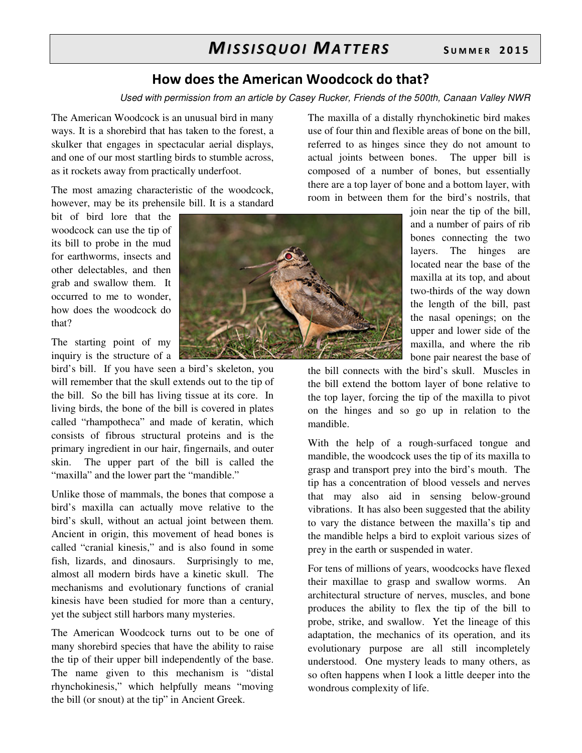## How does the American Woodcock do that?

*Used with permission from an article by Casey Rucker, Friends of the 500th, Canaan Valley NWR*

The American Woodcock is an unusual bird in many ways. It is a shorebird that has taken to the forest, a skulker that engages in spectacular aerial displays, and one of our most startling birds to stumble across, as it rockets away from practically underfoot.

The most amazing characteristic of the woodcock, however, may be its prehensile bill. It is a standard bit of bird lore that the woodcock can use the tip of its bill to probe in the mud for earthworms, insects and other delectables, and then grab and swallow them. It occurred to me to wonder, how does the woodcock do that?

The starting point of my inquiry is the structure of a bird's bill. If you have seen a bird's skeleton, you will remember that the skull extends out to the tip of the bill. So the bill has living tissue at its core. In living birds, the bone of the bill is covered in plates called "rhampotheca" and made of keratin, which consists of fibrous structural proteins and is the primary ingredient in our hair, fingernails, and outer skin. The upper part of the bill is called the "maxilla" and the lower part the "mandible."

Unlike those of mammals, the bones that compose a bird's maxilla can actually move relative to the bird's skull, without an actual joint between them. Ancient in origin, this movement of head bones is called "cranial kinesis," and is also found in some fish, lizards, and dinosaurs. Surprisingly to me, almost all modern birds have a kinetic skull. The mechanisms and evolutionary functions of cranial kinesis have been studied for more than a century, yet the subject still harbors many mysteries.

The American Woodcock turns out to be one of many shorebird species that have the ability to raise the tip of their upper bill independently of the base. The name given to this mechanism is "distal rhynchokinesis," which helpfully means "moving the bill (or snout) at the tip" in Ancient Greek.

The maxilla of a distally rhynchokinetic bird makes use of four thin and flexible areas of bone on the bill, referred to as hinges since they do not amount to actual joints between bones. The upper bill is composed of a number of bones, but essentially there are a top layer of bone and a bottom layer, with room in between them for the bird's nostrils, that join near the tip of the bill, and a number of pairs of rib bones connecting the two layers. The hinges are located near the base of the maxilla at its top, and about two-thirds of the way down the length of the bill, past the nasal openings; on the upper and lower side of the maxilla, and where the rib bone pair nearest the base of the bill connects with the bird's skull. Muscles in the bill extend the bottom layer of bone relative to the top layer, forcing the tip of the maxilla to pivot on the hinges and so go up in relation to the mandible.

With the help of a rough-surfaced tongue and mandible, the woodcock uses the tip of its maxilla to grasp and transport prey into the bird's mouth. The tip has a concentration of blood vessels and nerves that may also aid in sensing below-ground vibrations. It has also been suggested that the ability to vary the distance between the maxilla's tip and the mandible helps a bird to exploit various sizes of prey in the earth or suspended in water.

For tens of millions of years, woodcocks have flexed their maxillae to grasp and swallow worms. An architectural structure of nerves, muscles, and bone produces the ability to flex the tip of the bill to probe, strike, and swallow. Yet the lineage of this adaptation, the mechanics of its operation, and its evolutionary purpose are all still incompletely understood. One mystery leads to many others, as so often happens when I look a little deeper into the wondrous complexity of life.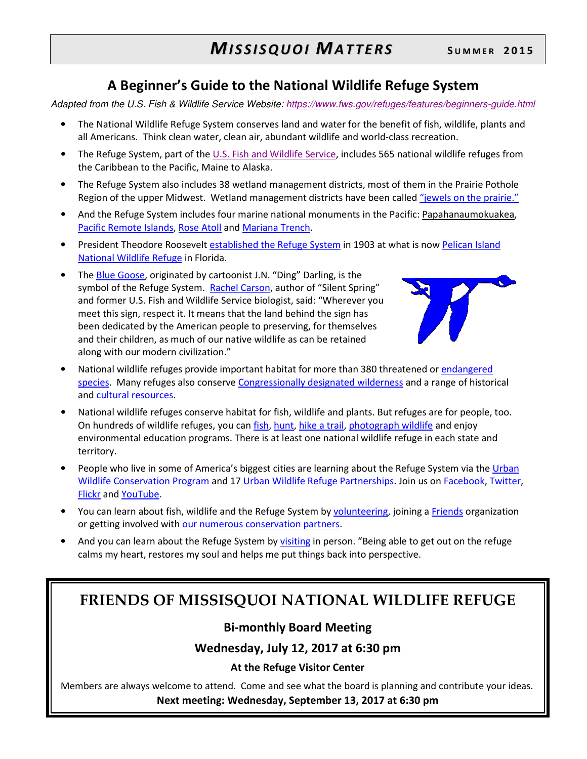# MISSISQUOI MATTERS — SUMMER 2015

## A Beginner's Guide to the National Wildlife Refuge System

*Adapted from the U.S. Fish & Wildlife Service Website: https://www.fws.gov/refuges/features/beginners-guide.html*

- The National Wildlife Refuge System conserves land and water for the benefit of fish, wildlife, plants and all Americans. Think clean water, clean air, abundant wildlife and world-class recreation.
- The Refuge System, part of the U.S. Fish and Wildlife Service, includes 565 national wildlife refuges from the Caribbean to the Pacific, Maine to Alaska.
- The Refuge System also includes 38 wetland management districts, most of them in the Prairie Pothole Region of the upper Midwest. Wetland management districts have been called "jewels on the prairie."
- And the Refuge System includes four marine national monuments in the Pacific: Papahanaumokuakea, Pacific Remote Islands, Rose Atoll and Mariana Trench.
- President Theodore Roosevelt established the Refuge System in 1903 at what is now Pelican Island National Wildlife Refuge in Florida.
- The Blue Goose, originated by cartoonist J.N. "Ding" Darling, is the symbol of the Refuge System. Rachel Carson, author of "Silent Spring" and former U.S. Fish and Wildlife Service biologist, said: "Wherever you meet this sign, respect it. It means that the land behind the sign has been dedicated by the American people to preserving, for themselves and their children, as much of our native wildlife as can be retained along with our modern civilization."
- National wildlife refuges provide important habitat for more than 380 threatened or endangered species. Many refuges also conserve Congressionally designated wilderness and a range of historical and cultural resources.
- National wildlife refuges conserve habitat for fish, wildlife and plants. But refuges are for people, too. On hundreds of wildlife refuges, you can fish, hunt, hike a trail, photograph wildlife and enjoy environmental education programs. There is at least one national wildlife refuge in each state and territory.
- People who live in some of America's biggest cities are learning about the Refuge System via the Urban Wildlife Conservation Program and 17 Urban Wildlife Refuge Partnerships. Join us on Facebook, Twitter, Flickr and YouTube.
- You can learn about fish, wildlife and the Refuge System by volunteering, joining a Friends organization or getting involved with our numerous conservation partners.
- And you can learn about the Refuge System by visiting in person. "Being able to get out on the refuge calms my heart, restores my soul and helps me put things back into perspective.

## FRIENDS OF MISSISQUOI NATIONAL WILDLIFE REFUGE

### Bi-monthly Board Meeting

### Wednesday, July 12, 2017 at 6:30 pm

**At the Refuge Visitor Center**

Members are always welcome to attend. Come and see what the board is planning and contribute your ideas.

**Next meeting: Wednesday, September 13, 2017 at 6:30 pm**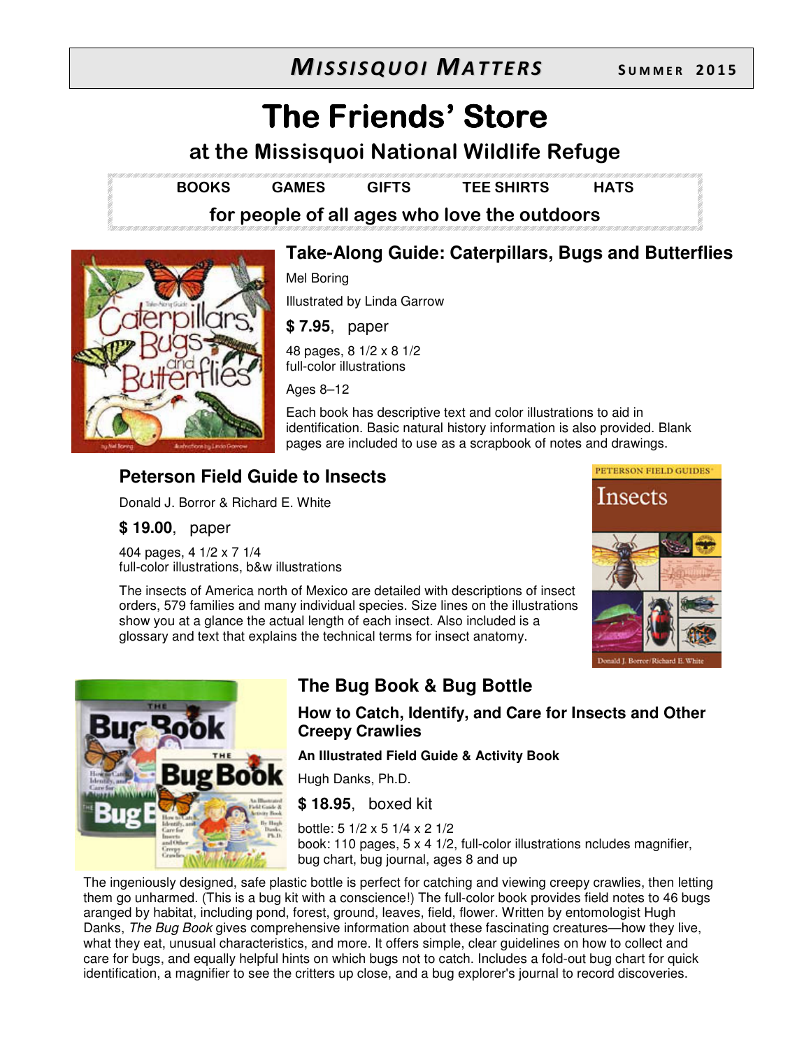# The Friends' Store

## at the Missisquoi National Wildlife Refuge

**BOOKS GAMES GIFTS TEE SHIRTS HATS**

**for people of all ages who love the outdoors**

### Take-Along Guide: Caterpillars, Bugs and Butterflies

Mel Boring

Illustrated by Linda Garrow

**$ 7.95**, paper

48 pages, 8 1/2 x 8 1/2
full-color illustrations

Ages 8–12

Each book has descriptive text and color illustrations to aid in identification. Basic natural history information is also provided. Blank pages are included to use as a scrapbook of notes and drawings.

### Peterson Field Guide to Insects

Donald J. Borror & Richard E. White

**$ 19.00**, paper

404 pages, 4 1/2 x 7 1/4
full-color illustrations, b&w illustrations

The insects of America north of Mexico are detailed with descriptions of insect orders, 579 families and many individual species. Size lines on the illustrations show you at a glance the actual length of each insect. Also included is a glossary and text that explains the technical terms for insect anatomy.

### The Bug Book & Bug Bottle

**How to Catch, Identify, and Care for Insects and Other Creepy Crawlies**

**An Illustrated Field Guide & Activity Book**

Hugh Danks, Ph.D.

**$ 18.95**, boxed kit

bottle: 5 1/2 x 5 1/4 x 2 1/2
book: 110 pages, 5 x 4 1/2, full-color illustrations ncludes magnifier, bug chart, bug journal, ages 8 and up

The ingeniously designed, safe plastic bottle is perfect for catching and viewing creepy crawlies, then letting them go unharmed. (This is a bug kit with a conscience!) The full-color book provides field notes to 46 bugs aranged by habitat, including pond, forest, ground, leaves, field, flower. Written by entomologist Hugh Danks, *The Bug Book* gives comprehensive information about these fascinating creatures—how they live, what they eat, unusual characteristics, and more. It offers simple, clear guidelines on how to collect and care for bugs, and equally helpful hints on which bugs not to catch. Includes a fold-out bug chart for quick identification, a magnifier to see the critters up close, and a bug explorer's journal to record discoveries.